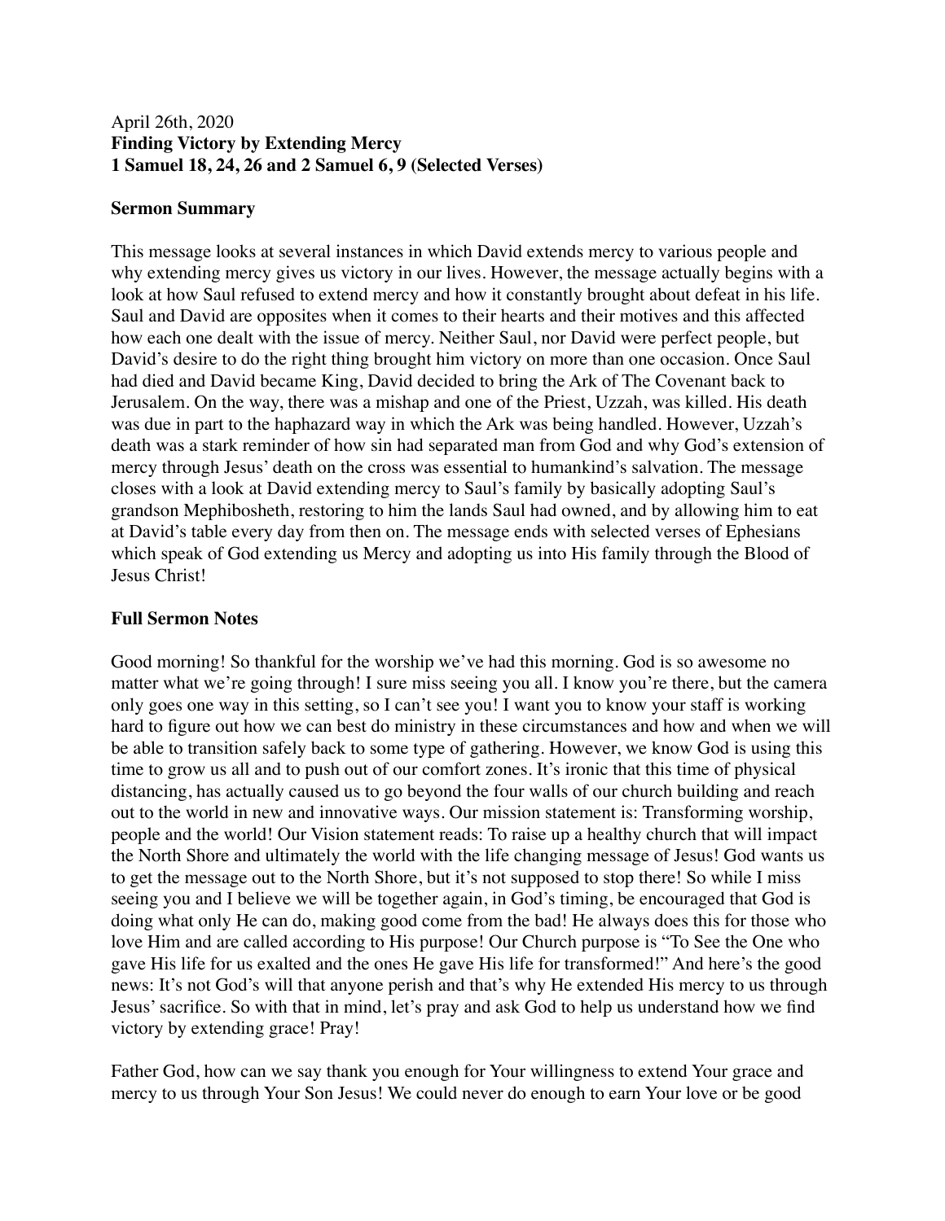April 26th, 2020

**Finding Victory by Extending Mercy**

**1 Samuel 18, 24, 26 and 2 Samuel 6, 9 (Selected Verses)**

**Sermon Summary**

This message looks at several instances in which David extends mercy to various people and why extending mercy gives us victory in our lives. However, the message actually begins with a look at how Saul refused to extend mercy and how it constantly brought about defeat in his life. Saul and David are opposites when it comes to their hearts and their motives and this affected how each one dealt with the issue of mercy. Neither Saul, nor David were perfect people, but David's desire to do the right thing brought him victory on more than one occasion. Once Saul had died and David became King, David decided to bring the Ark of The Covenant back to Jerusalem. On the way, there was a mishap and one of the Priest, Uzzah, was killed. His death was due in part to the haphazard way in which the Ark was being handled. However, Uzzah's death was a stark reminder of how sin had separated man from God and why God's extension of mercy through Jesus' death on the cross was essential to humankind's salvation. The message closes with a look at David extending mercy to Saul's family by basically adopting Saul's grandson Mephibosheth, restoring to him the lands Saul had owned, and by allowing him to eat at David's table every day from then on. The message ends with selected verses of Ephesians which speak of God extending us Mercy and adopting us into His family through the Blood of Jesus Christ!

**Full Sermon Notes**

Good morning! So thankful for the worship we've had this morning. God is so awesome no matter what we're going through! I sure miss seeing you all. I know you're there, but the camera only goes one way in this setting, so I can't see you! I want you to know your staff is working hard to figure out how we can best do ministry in these circumstances and how and when we will be able to transition safely back to some type of gathering. However, we know God is using this time to grow us all and to push out of our comfort zones. It's ironic that this time of physical distancing, has actually caused us to go beyond the four walls of our church building and reach out to the world in new and innovative ways. Our mission statement is: Transforming worship, people and the world! Our Vision statement reads: To raise up a healthy church that will impact the North Shore and ultimately the world with the life changing message of Jesus! God wants us to get the message out to the North Shore, but it's not supposed to stop there! So while I miss seeing you and I believe we will be together again, in God's timing, be encouraged that God is doing what only He can do, making good come from the bad! He always does this for those who love Him and are called according to His purpose! Our Church purpose is "To See the One who gave His life for us exalted and the ones He gave His life for transformed!" And here's the good news: It's not God's will that anyone perish and that's why He extended His mercy to us through Jesus' sacrifice. So with that in mind, let's pray and ask God to help us understand how we find victory by extending grace! Pray!

Father God, how can we say thank you enough for Your willingness to extend Your grace and mercy to us through Your Son Jesus! We could never do enough to earn Your love or be good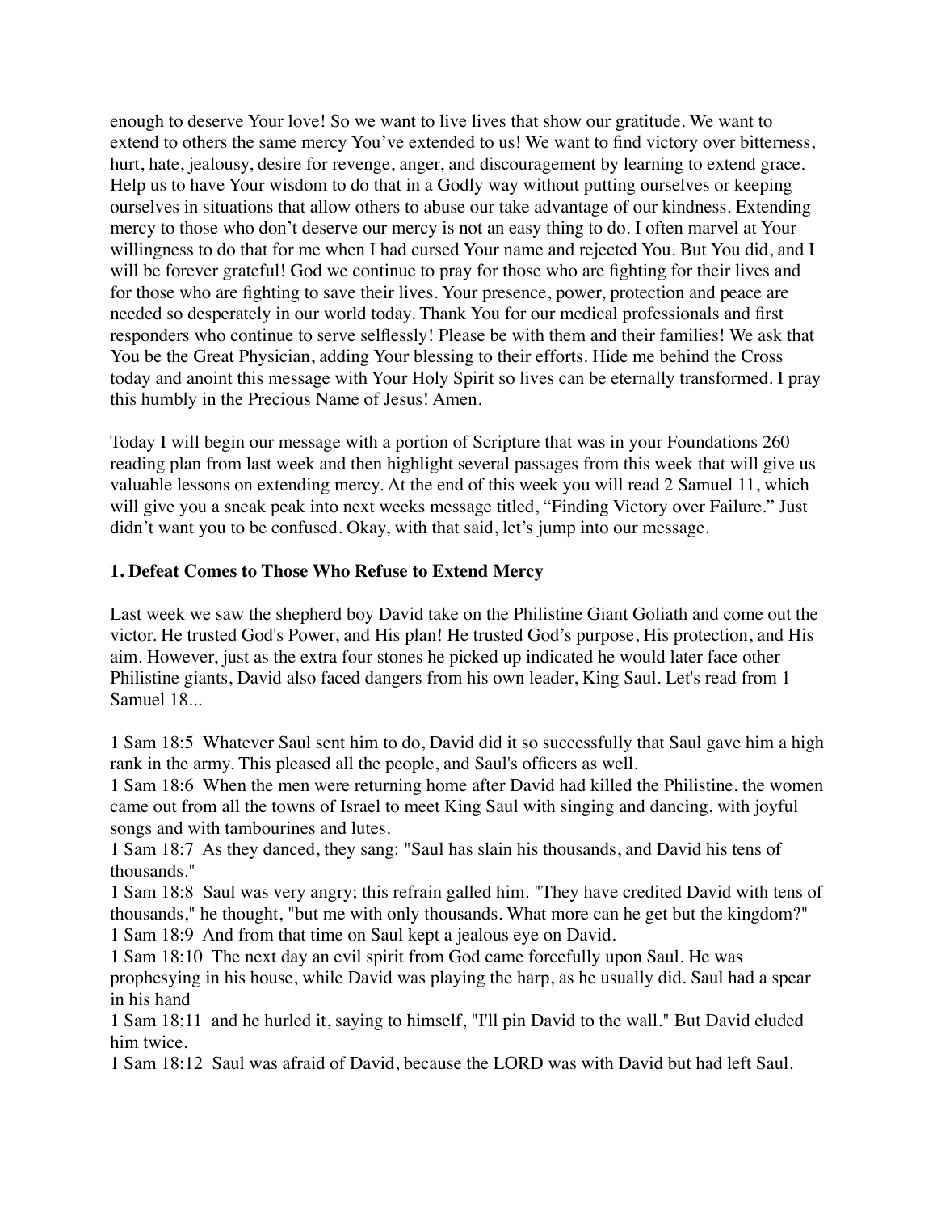enough to deserve Your love! So we want to live lives that show our gratitude. We want to extend to others the same mercy You've extended to us! We want to find victory over bitterness, hurt, hate, jealousy, desire for revenge, anger, and discouragement by learning to extend grace. Help us to have Your wisdom to do that in a Godly way without putting ourselves or keeping ourselves in situations that allow others to abuse our take advantage of our kindness. Extending mercy to those who don't deserve our mercy is not an easy thing to do. I often marvel at Your willingness to do that for me when I had cursed Your name and rejected You. But You did, and I will be forever grateful! God we continue to pray for those who are fighting for their lives and for those who are fighting to save their lives. Your presence, power, protection and peace are needed so desperately in our world today. Thank You for our medical professionals and first responders who continue to serve selflessly! Please be with them and their families! We ask that You be the Great Physician, adding Your blessing to their efforts. Hide me behind the Cross today and anoint this message with Your Holy Spirit so lives can be eternally transformed. I pray this humbly in the Precious Name of Jesus! Amen.

Today I will begin our message with a portion of Scripture that was in your Foundations 260 reading plan from last week and then highlight several passages from this week that will give us valuable lessons on extending mercy. At the end of this week you will read 2 Samuel 11, which will give you a sneak peak into next weeks message titled, "Finding Victory over Failure." Just didn't want you to be confused. Okay, with that said, let's jump into our message.

**1. Defeat Comes to Those Who Refuse to Extend Mercy**

Last week we saw the shepherd boy David take on the Philistine Giant Goliath and come out the victor. He trusted God's Power, and His plan! He trusted God's purpose, His protection, and His aim. However, just as the extra four stones he picked up indicated he would later face other Philistine giants, David also faced dangers from his own leader, King Saul. Let's read from 1 Samuel 18...

1 Sam 18:5 Whatever Saul sent him to do, David did it so successfully that Saul gave him a high rank in the army. This pleased all the people, and Saul's officers as well.
1 Sam 18:6 When the men were returning home after David had killed the Philistine, the women came out from all the towns of Israel to meet King Saul with singing and dancing, with joyful songs and with tambourines and lutes.
1 Sam 18:7 As they danced, they sang: "Saul has slain his thousands, and David his tens of thousands."
1 Sam 18:8 Saul was very angry; this refrain galled him. "They have credited David with tens of thousands," he thought, "but me with only thousands. What more can he get but the kingdom?"
1 Sam 18:9 And from that time on Saul kept a jealous eye on David.
1 Sam 18:10 The next day an evil spirit from God came forcefully upon Saul. He was prophesying in his house, while David was playing the harp, as he usually did. Saul had a spear in his hand
1 Sam 18:11 and he hurled it, saying to himself, "I'll pin David to the wall." But David eluded him twice.
1 Sam 18:12 Saul was afraid of David, because the LORD was with David but had left Saul.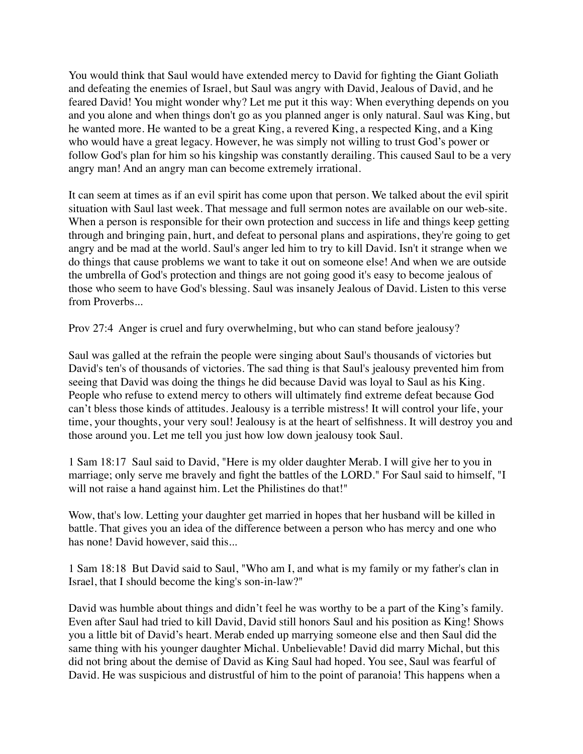You would think that Saul would have extended mercy to David for fighting the Giant Goliath and defeating the enemies of Israel, but Saul was angry with David, Jealous of David, and he feared David! You might wonder why? Let me put it this way: When everything depends on you and you alone and when things don't go as you planned anger is only natural. Saul was King, but he wanted more. He wanted to be a great King, a revered King, a respected King, and a King who would have a great legacy. However, he was simply not willing to trust God's power or follow God's plan for him so his kingship was constantly derailing. This caused Saul to be a very angry man! And an angry man can become extremely irrational.

It can seem at times as if an evil spirit has come upon that person. We talked about the evil spirit situation with Saul last week. That message and full sermon notes are available on our web-site. When a person is responsible for their own protection and success in life and things keep getting through and bringing pain, hurt, and defeat to personal plans and aspirations, they're going to get angry and be mad at the world. Saul's anger led him to try to kill David. Isn't it strange when we do things that cause problems we want to take it out on someone else! And when we are outside the umbrella of God's protection and things are not going good it's easy to become jealous of those who seem to have God's blessing. Saul was insanely Jealous of David. Listen to this verse from Proverbs...

Prov 27:4  Anger is cruel and fury overwhelming, but who can stand before jealousy?

Saul was galled at the refrain the people were singing about Saul's thousands of victories but David's ten's of thousands of victories. The sad thing is that Saul's jealousy prevented him from seeing that David was doing the things he did because David was loyal to Saul as his King. People who refuse to extend mercy to others will ultimately find extreme defeat because God can't bless those kinds of attitudes. Jealousy is a terrible mistress! It will control your life, your time, your thoughts, your very soul! Jealousy is at the heart of selfishness. It will destroy you and those around you. Let me tell you just how low down jealousy took Saul.

1 Sam 18:17  Saul said to David, "Here is my older daughter Merab. I will give her to you in marriage; only serve me bravely and fight the battles of the LORD." For Saul said to himself, "I will not raise a hand against him. Let the Philistines do that!"

Wow, that's low. Letting your daughter get married in hopes that her husband will be killed in battle. That gives you an idea of the difference between a person who has mercy and one who has none! David however, said this...

1 Sam 18:18  But David said to Saul, "Who am I, and what is my family or my father's clan in Israel, that I should become the king's son-in-law?"

David was humble about things and didn't feel he was worthy to be a part of the King's family. Even after Saul had tried to kill David, David still honors Saul and his position as King! Shows you a little bit of David's heart. Merab ended up marrying someone else and then Saul did the same thing with his younger daughter Michal. Unbelievable! David did marry Michal, but this did not bring about the demise of David as King Saul had hoped. You see, Saul was fearful of David. He was suspicious and distrustful of him to the point of paranoia! This happens when a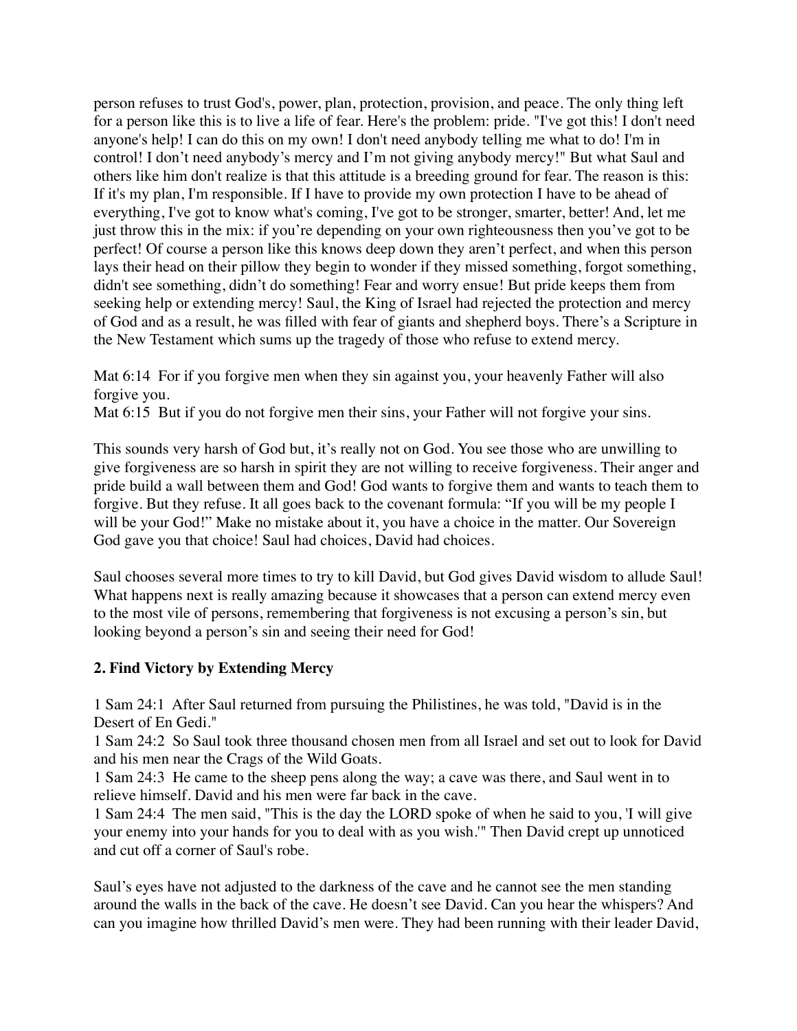person refuses to trust God's, power, plan, protection, provision, and peace. The only thing left for a person like this is to live a life of fear. Here's the problem: pride. "I've got this! I don't need anyone's help! I can do this on my own! I don't need anybody telling me what to do! I'm in control! I don't need anybody's mercy and I'm not giving anybody mercy!" But what Saul and others like him don't realize is that this attitude is a breeding ground for fear. The reason is this: If it's my plan, I'm responsible. If I have to provide my own protection I have to be ahead of everything, I've got to know what's coming, I've got to be stronger, smarter, better! And, let me just throw this in the mix: if you're depending on your own righteousness then you've got to be perfect! Of course a person like this knows deep down they aren't perfect, and when this person lays their head on their pillow they begin to wonder if they missed something, forgot something, didn't see something, didn't do something! Fear and worry ensue! But pride keeps them from seeking help or extending mercy! Saul, the King of Israel had rejected the protection and mercy of God and as a result, he was filled with fear of giants and shepherd boys. There's a Scripture in the New Testament which sums up the tragedy of those who refuse to extend mercy.

Mat 6:14 For if you forgive men when they sin against you, your heavenly Father will also forgive you.
Mat 6:15 But if you do not forgive men their sins, your Father will not forgive your sins.

This sounds very harsh of God but, it's really not on God. You see those who are unwilling to give forgiveness are so harsh in spirit they are not willing to receive forgiveness. Their anger and pride build a wall between them and God! God wants to forgive them and wants to teach them to forgive. But they refuse. It all goes back to the covenant formula: "If you will be my people I will be your God!" Make no mistake about it, you have a choice in the matter. Our Sovereign God gave you that choice! Saul had choices, David had choices.

Saul chooses several more times to try to kill David, but God gives David wisdom to allude Saul! What happens next is really amazing because it showcases that a person can extend mercy even to the most vile of persons, remembering that forgiveness is not excusing a person's sin, but looking beyond a person's sin and seeing their need for God!

**2. Find Victory by Extending Mercy**

1 Sam 24:1 After Saul returned from pursuing the Philistines, he was told, "David is in the Desert of En Gedi."
1 Sam 24:2 So Saul took three thousand chosen men from all Israel and set out to look for David and his men near the Crags of the Wild Goats.
1 Sam 24:3 He came to the sheep pens along the way; a cave was there, and Saul went in to relieve himself. David and his men were far back in the cave.
1 Sam 24:4 The men said, "This is the day the LORD spoke of when he said to you, 'I will give your enemy into your hands for you to deal with as you wish.'" Then David crept up unnoticed and cut off a corner of Saul's robe.

Saul's eyes have not adjusted to the darkness of the cave and he cannot see the men standing around the walls in the back of the cave. He doesn't see David. Can you hear the whispers? And can you imagine how thrilled David's men were. They had been running with their leader David,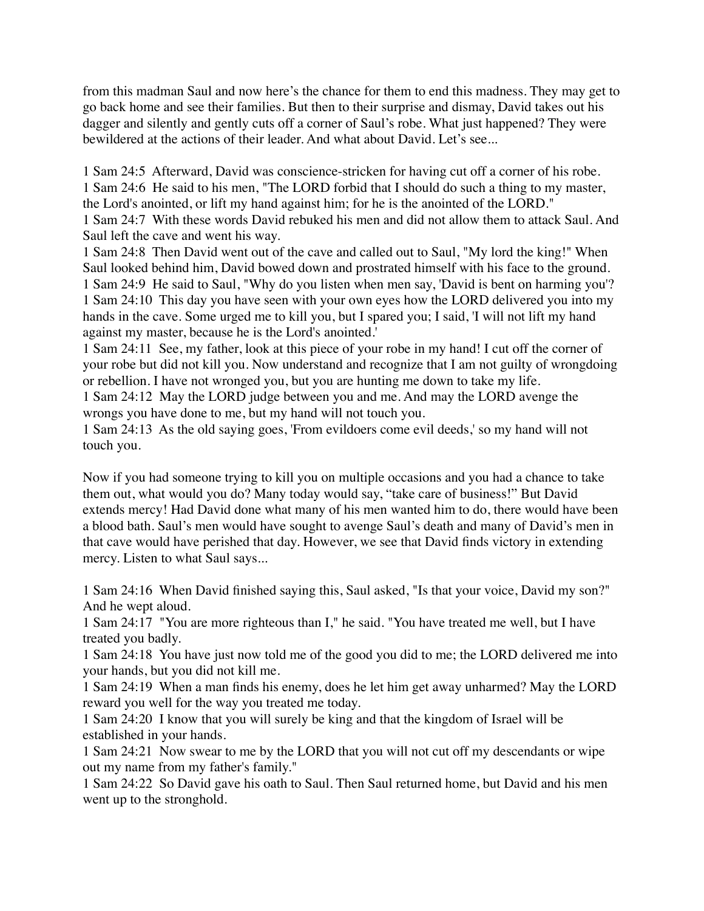from this madman Saul and now here's the chance for them to end this madness. They may get to go back home and see their families. But then to their surprise and dismay, David takes out his dagger and silently and gently cuts off a corner of Saul's robe. What just happened? They were bewildered at the actions of their leader. And what about David. Let's see...

1 Sam 24:5 Afterward, David was conscience-stricken for having cut off a corner of his robe.
1 Sam 24:6 He said to his men, "The LORD forbid that I should do such a thing to my master, the Lord's anointed, or lift my hand against him; for he is the anointed of the LORD."
1 Sam 24:7 With these words David rebuked his men and did not allow them to attack Saul. And Saul left the cave and went his way.
1 Sam 24:8 Then David went out of the cave and called out to Saul, "My lord the king!" When Saul looked behind him, David bowed down and prostrated himself with his face to the ground.
1 Sam 24:9 He said to Saul, "Why do you listen when men say, 'David is bent on harming you'?
1 Sam 24:10 This day you have seen with your own eyes how the LORD delivered you into my hands in the cave. Some urged me to kill you, but I spared you; I said, 'I will not lift my hand against my master, because he is the Lord's anointed.'
1 Sam 24:11 See, my father, look at this piece of your robe in my hand! I cut off the corner of your robe but did not kill you. Now understand and recognize that I am not guilty of wrongdoing or rebellion. I have not wronged you, but you are hunting me down to take my life.
1 Sam 24:12 May the LORD judge between you and me. And may the LORD avenge the wrongs you have done to me, but my hand will not touch you.
1 Sam 24:13 As the old saying goes, 'From evildoers come evil deeds,' so my hand will not touch you.

Now if you had someone trying to kill you on multiple occasions and you had a chance to take them out, what would you do? Many today would say, "take care of business!" But David extends mercy! Had David done what many of his men wanted him to do, there would have been a blood bath. Saul's men would have sought to avenge Saul's death and many of David's men in that cave would have perished that day. However, we see that David finds victory in extending mercy. Listen to what Saul says...

1 Sam 24:16 When David finished saying this, Saul asked, "Is that your voice, David my son?" And he wept aloud.
1 Sam 24:17 "You are more righteous than I," he said. "You have treated me well, but I have treated you badly.
1 Sam 24:18 You have just now told me of the good you did to me; the LORD delivered me into your hands, but you did not kill me.
1 Sam 24:19 When a man finds his enemy, does he let him get away unharmed? May the LORD reward you well for the way you treated me today.
1 Sam 24:20 I know that you will surely be king and that the kingdom of Israel will be established in your hands.
1 Sam 24:21 Now swear to me by the LORD that you will not cut off my descendants or wipe out my name from my father's family."
1 Sam 24:22 So David gave his oath to Saul. Then Saul returned home, but David and his men went up to the stronghold.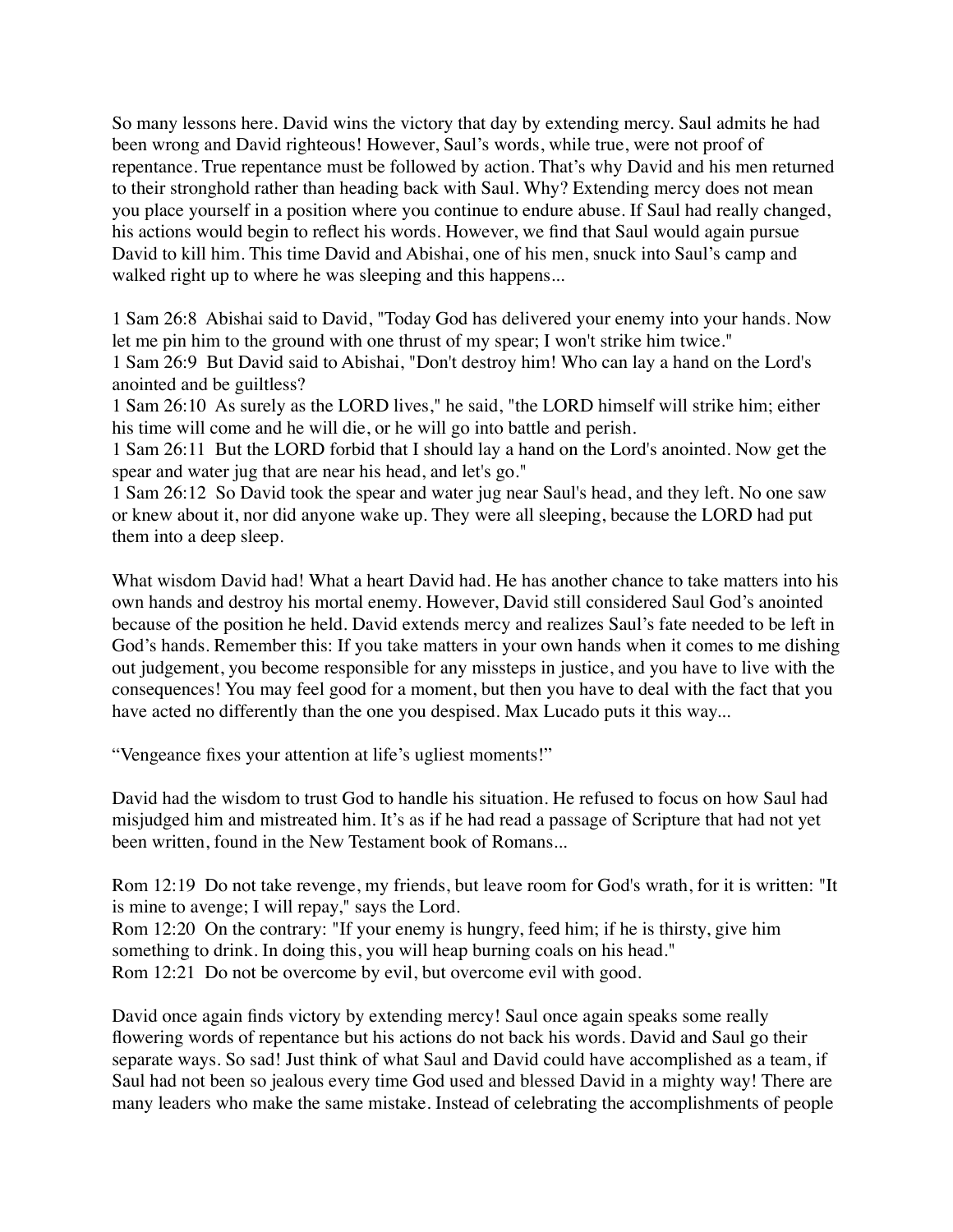So many lessons here. David wins the victory that day by extending mercy. Saul admits he had been wrong and David righteous! However, Saul's words, while true, were not proof of repentance. True repentance must be followed by action. That's why David and his men returned to their stronghold rather than heading back with Saul. Why? Extending mercy does not mean you place yourself in a position where you continue to endure abuse. If Saul had really changed, his actions would begin to reflect his words. However, we find that Saul would again pursue David to kill him. This time David and Abishai, one of his men, snuck into Saul's camp and walked right up to where he was sleeping and this happens...

1 Sam 26:8 Abishai said to David, "Today God has delivered your enemy into your hands. Now let me pin him to the ground with one thrust of my spear; I won't strike him twice."
1 Sam 26:9 But David said to Abishai, "Don't destroy him! Who can lay a hand on the Lord's anointed and be guiltless?
1 Sam 26:10 As surely as the LORD lives," he said, "the LORD himself will strike him; either his time will come and he will die, or he will go into battle and perish.
1 Sam 26:11 But the LORD forbid that I should lay a hand on the Lord's anointed. Now get the spear and water jug that are near his head, and let's go."
1 Sam 26:12 So David took the spear and water jug near Saul's head, and they left. No one saw or knew about it, nor did anyone wake up. They were all sleeping, because the LORD had put them into a deep sleep.

What wisdom David had! What a heart David had. He has another chance to take matters into his own hands and destroy his mortal enemy. However, David still considered Saul God's anointed because of the position he held. David extends mercy and realizes Saul's fate needed to be left in God's hands. Remember this: If you take matters in your own hands when it comes to me dishing out judgement, you become responsible for any missteps in justice, and you have to live with the consequences! You may feel good for a moment, but then you have to deal with the fact that you have acted no differently than the one you despised. Max Lucado puts it this way...

"Vengeance fixes your attention at life's ugliest moments!"

David had the wisdom to trust God to handle his situation. He refused to focus on how Saul had misjudged him and mistreated him. It's as if he had read a passage of Scripture that had not yet been written, found in the New Testament book of Romans...

Rom 12:19 Do not take revenge, my friends, but leave room for God's wrath, for it is written: "It is mine to avenge; I will repay," says the Lord.
Rom 12:20 On the contrary: "If your enemy is hungry, feed him; if he is thirsty, give him something to drink. In doing this, you will heap burning coals on his head."
Rom 12:21 Do not be overcome by evil, but overcome evil with good.

David once again finds victory by extending mercy! Saul once again speaks some really flowering words of repentance but his actions do not back his words. David and Saul go their separate ways. So sad! Just think of what Saul and David could have accomplished as a team, if Saul had not been so jealous every time God used and blessed David in a mighty way! There are many leaders who make the same mistake. Instead of celebrating the accomplishments of people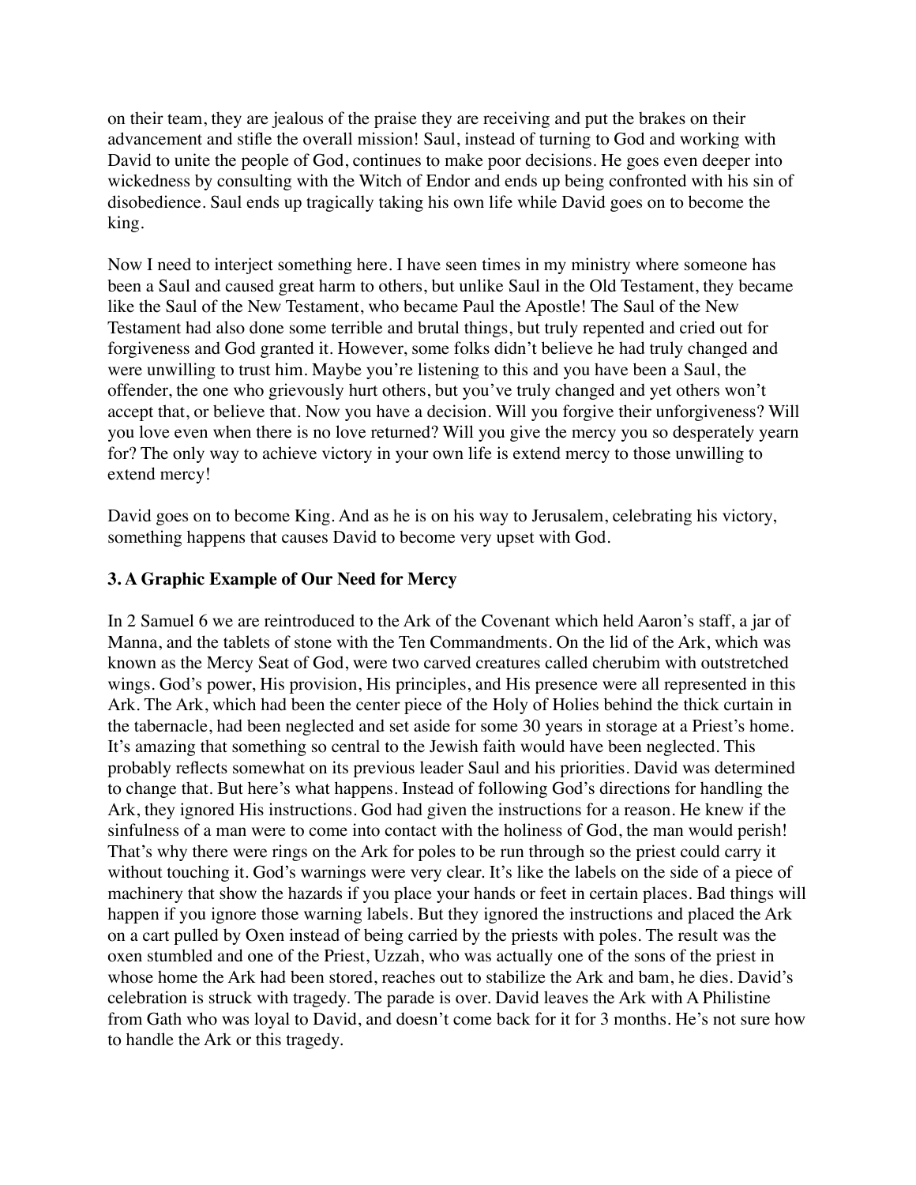on their team, they are jealous of the praise they are receiving and put the brakes on their advancement and stifle the overall mission! Saul, instead of turning to God and working with David to unite the people of God, continues to make poor decisions. He goes even deeper into wickedness by consulting with the Witch of Endor and ends up being confronted with his sin of disobedience. Saul ends up tragically taking his own life while David goes on to become the king.

Now I need to interject something here. I have seen times in my ministry where someone has been a Saul and caused great harm to others, but unlike Saul in the Old Testament, they became like the Saul of the New Testament, who became Paul the Apostle! The Saul of the New Testament had also done some terrible and brutal things, but truly repented and cried out for forgiveness and God granted it. However, some folks didn't believe he had truly changed and were unwilling to trust him. Maybe you're listening to this and you have been a Saul, the offender, the one who grievously hurt others, but you've truly changed and yet others won't accept that, or believe that. Now you have a decision. Will you forgive their unforgiveness? Will you love even when there is no love returned? Will you give the mercy you so desperately yearn for? The only way to achieve victory in your own life is extend mercy to those unwilling to extend mercy!

David goes on to become King. And as he is on his way to Jerusalem, celebrating his victory, something happens that causes David to become very upset with God.

### 3. A Graphic Example of Our Need for Mercy

In 2 Samuel 6 we are reintroduced to the Ark of the Covenant which held Aaron's staff, a jar of Manna, and the tablets of stone with the Ten Commandments. On the lid of the Ark, which was known as the Mercy Seat of God, were two carved creatures called cherubim with outstretched wings. God's power, His provision, His principles, and His presence were all represented in this Ark. The Ark, which had been the center piece of the Holy of Holies behind the thick curtain in the tabernacle, had been neglected and set aside for some 30 years in storage at a Priest's home. It's amazing that something so central to the Jewish faith would have been neglected. This probably reflects somewhat on its previous leader Saul and his priorities. David was determined to change that. But here's what happens. Instead of following God's directions for handling the Ark, they ignored His instructions. God had given the instructions for a reason. He knew if the sinfulness of a man were to come into contact with the holiness of God, the man would perish! That's why there were rings on the Ark for poles to be run through so the priest could carry it without touching it. God's warnings were very clear. It's like the labels on the side of a piece of machinery that show the hazards if you place your hands or feet in certain places. Bad things will happen if you ignore those warning labels. But they ignored the instructions and placed the Ark on a cart pulled by Oxen instead of being carried by the priests with poles. The result was the oxen stumbled and one of the Priest, Uzzah, who was actually one of the sons of the priest in whose home the Ark had been stored, reaches out to stabilize the Ark and bam, he dies. David's celebration is struck with tragedy. The parade is over. David leaves the Ark with A Philistine from Gath who was loyal to David, and doesn't come back for it for 3 months. He's not sure how to handle the Ark or this tragedy.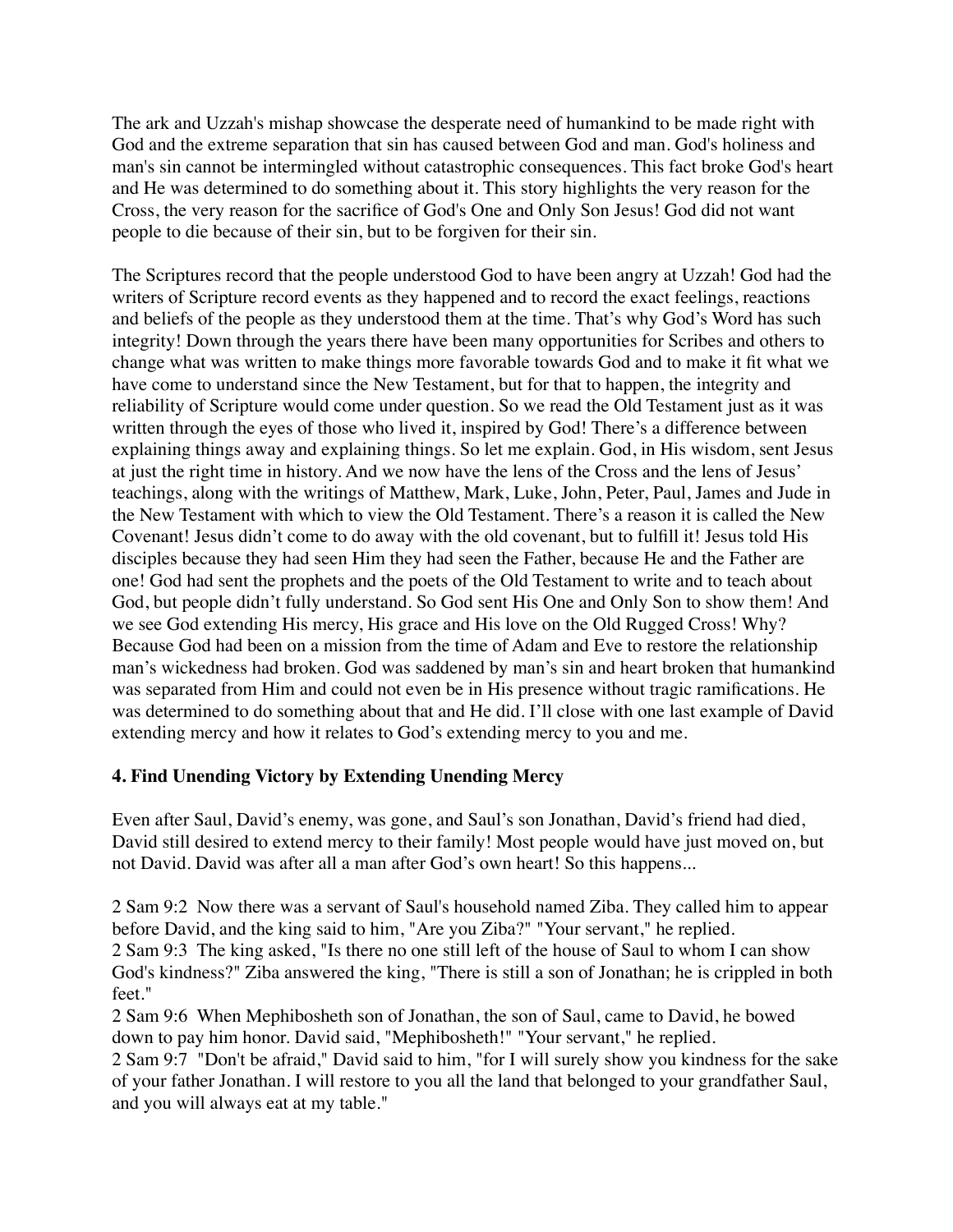The ark and Uzzah's mishap showcase the desperate need of humankind to be made right with God and the extreme separation that sin has caused between God and man. God's holiness and man's sin cannot be intermingled without catastrophic consequences. This fact broke God's heart and He was determined to do something about it. This story highlights the very reason for the Cross, the very reason for the sacrifice of God's One and Only Son Jesus! God did not want people to die because of their sin, but to be forgiven for their sin.

The Scriptures record that the people understood God to have been angry at Uzzah! God had the writers of Scripture record events as they happened and to record the exact feelings, reactions and beliefs of the people as they understood them at the time. That's why God's Word has such integrity! Down through the years there have been many opportunities for Scribes and others to change what was written to make things more favorable towards God and to make it fit what we have come to understand since the New Testament, but for that to happen, the integrity and reliability of Scripture would come under question. So we read the Old Testament just as it was written through the eyes of those who lived it, inspired by God! There's a difference between explaining things away and explaining things. So let me explain. God, in His wisdom, sent Jesus at just the right time in history. And we now have the lens of the Cross and the lens of Jesus' teachings, along with the writings of Matthew, Mark, Luke, John, Peter, Paul, James and Jude in the New Testament with which to view the Old Testament. There's a reason it is called the New Covenant! Jesus didn't come to do away with the old covenant, but to fulfill it! Jesus told His disciples because they had seen Him they had seen the Father, because He and the Father are one! God had sent the prophets and the poets of the Old Testament to write and to teach about God, but people didn't fully understand. So God sent His One and Only Son to show them! And we see God extending His mercy, His grace and His love on the Old Rugged Cross! Why? Because God had been on a mission from the time of Adam and Eve to restore the relationship man's wickedness had broken. God was saddened by man's sin and heart broken that humankind was separated from Him and could not even be in His presence without tragic ramifications. He was determined to do something about that and He did. I'll close with one last example of David extending mercy and how it relates to God's extending mercy to you and me.

**4. Find Unending Victory by Extending Unending Mercy**

Even after Saul, David's enemy, was gone, and Saul's son Jonathan, David's friend had died, David still desired to extend mercy to their family! Most people would have just moved on, but not David. David was after all a man after God's own heart! So this happens...

2 Sam 9:2 Now there was a servant of Saul's household named Ziba. They called him to appear before David, and the king said to him, "Are you Ziba?" "Your servant," he replied.
2 Sam 9:3 The king asked, "Is there no one still left of the house of Saul to whom I can show God's kindness?" Ziba answered the king, "There is still a son of Jonathan; he is crippled in both feet."
2 Sam 9:6 When Mephibosheth son of Jonathan, the son of Saul, came to David, he bowed down to pay him honor. David said, "Mephibosheth!" "Your servant," he replied.
2 Sam 9:7 "Don't be afraid," David said to him, "for I will surely show you kindness for the sake of your father Jonathan. I will restore to you all the land that belonged to your grandfather Saul, and you will always eat at my table."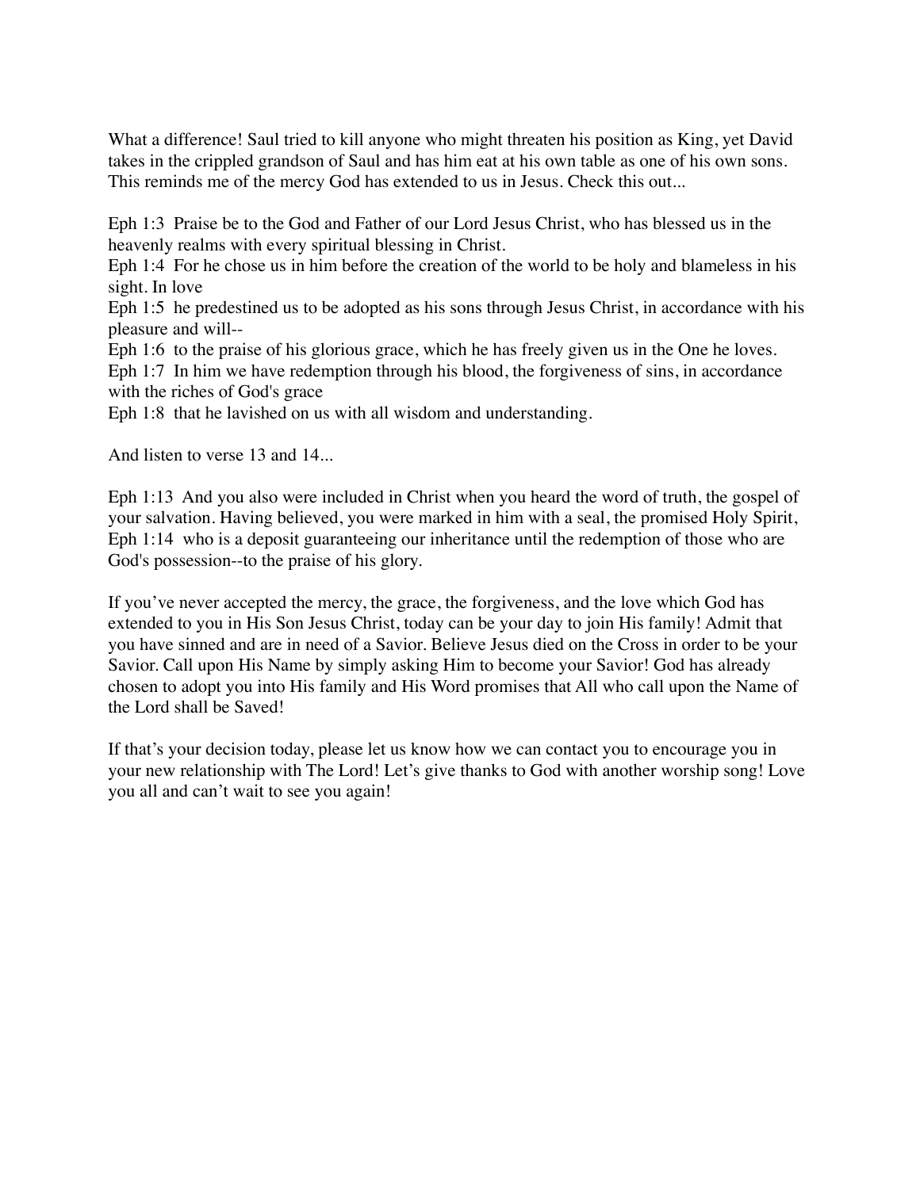What a difference! Saul tried to kill anyone who might threaten his position as King, yet David takes in the crippled grandson of Saul and has him eat at his own table as one of his own sons. This reminds me of the mercy God has extended to us in Jesus. Check this out...

Eph 1:3 Praise be to the God and Father of our Lord Jesus Christ, who has blessed us in the heavenly realms with every spiritual blessing in Christ.
Eph 1:4 For he chose us in him before the creation of the world to be holy and blameless in his sight. In love
Eph 1:5 he predestined us to be adopted as his sons through Jesus Christ, in accordance with his pleasure and will--
Eph 1:6 to the praise of his glorious grace, which he has freely given us in the One he loves.
Eph 1:7 In him we have redemption through his blood, the forgiveness of sins, in accordance with the riches of God's grace
Eph 1:8 that he lavished on us with all wisdom and understanding.

And listen to verse 13 and 14...

Eph 1:13 And you also were included in Christ when you heard the word of truth, the gospel of your salvation. Having believed, you were marked in him with a seal, the promised Holy Spirit,
Eph 1:14 who is a deposit guaranteeing our inheritance until the redemption of those who are God's possession--to the praise of his glory.

If you've never accepted the mercy, the grace, the forgiveness, and the love which God has extended to you in His Son Jesus Christ, today can be your day to join His family! Admit that you have sinned and are in need of a Savior. Believe Jesus died on the Cross in order to be your Savior. Call upon His Name by simply asking Him to become your Savior! God has already chosen to adopt you into His family and His Word promises that All who call upon the Name of the Lord shall be Saved!

If that's your decision today, please let us know how we can contact you to encourage you in your new relationship with The Lord! Let's give thanks to God with another worship song! Love you all and can't wait to see you again!